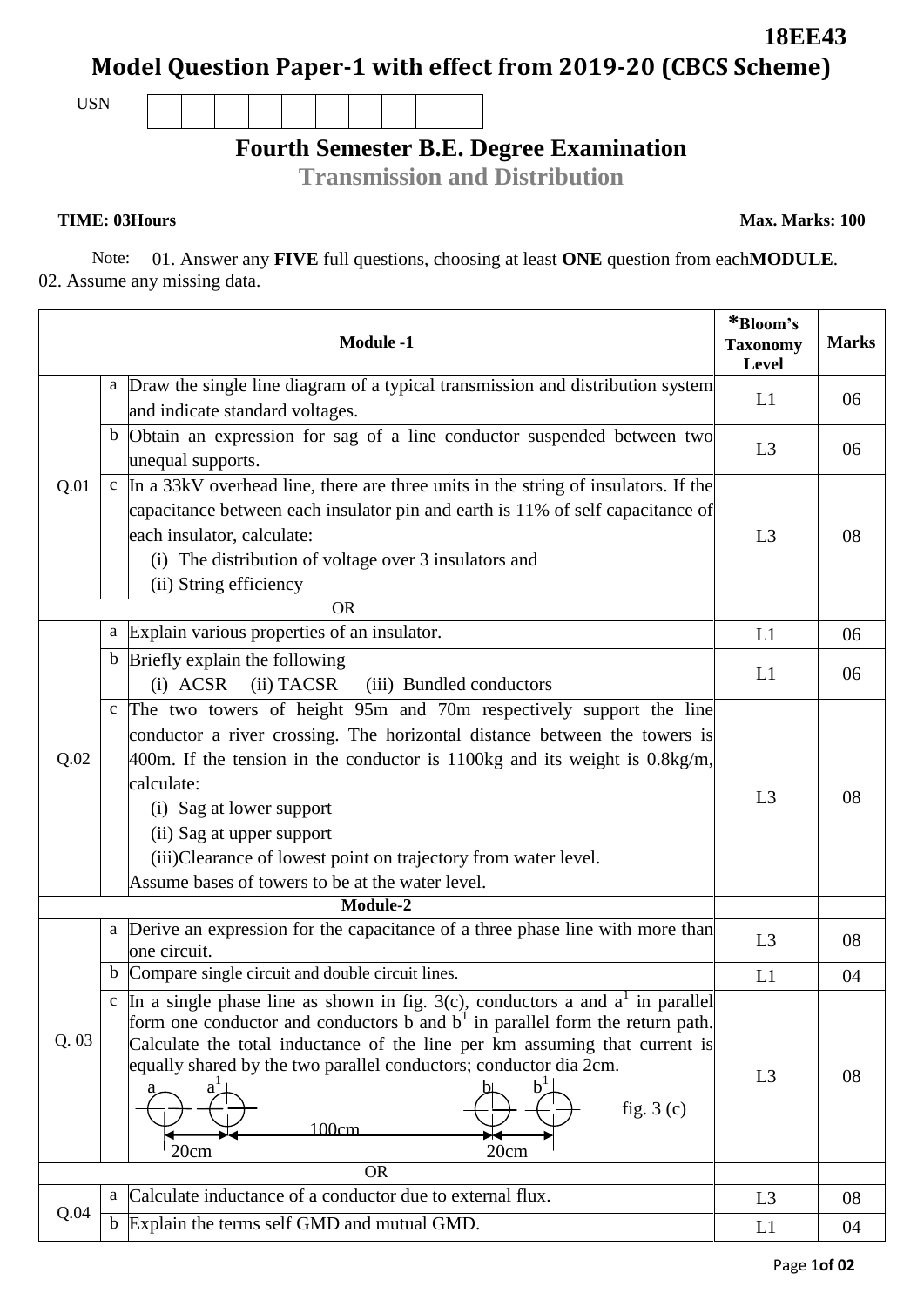**18EE43**

# Model Question Paper-1 with effect from 2019-20 (CBCS Scheme)

USN

## Fourth Semester B.E. Degree Examination

### Transmission and Distribution

**TIME: 03Hours** **Max. Marks: 100**

Note: 01. Answer any **FIVE** full questions, choosing at least **ONE** question from each **MODULE**.
02. Assume any missing data.

| | | **Module -1** | ***Bloom's Taxonomy Level** | **Marks** |
|---|---|---|---|---|
| Q.01 | a | Draw the single line diagram of a typical transmission and distribution system and indicate standard voltages. | L1 | 06 |
| | b | Obtain an expression for sag of a line conductor suspended between two unequal supports. | L3 | 06 |
| | c | In a 33kV overhead line, there are three units in the string of insulators. If the capacitance between each insulator pin and earth is 11% of self capacitance of each insulator, calculate: (i) The distribution of voltage over 3 insulators and (ii) String efficiency | L3 | 08 |
| | | OR | | |
| Q.02 | a | Explain various properties of an insulator. | L1 | 06 |
| | b | Briefly explain the following (i) ACSR (ii) TACSR (iii) Bundled conductors | L1 | 06 |
| | c | The two towers of height 95m and 70m respectively support the line conductor a river crossing. The horizontal distance between the towers is 400m. If the tension in the conductor is 1100kg and its weight is 0.8kg/m, calculate: (i) Sag at lower support (ii) Sag at upper support (iii) Clearance of lowest point on trajectory from water level. Assume bases of towers to be at the water level. | L3 | 08 |
| | | **Module-2** | | |
| Q. 03 | a | Derive an expression for the capacitance of a three phase line with more than one circuit. | L3 | 08 |
| | b | Compare single circuit and double circuit lines. | L1 | 04 |
| | c | In a single phase line as shown in fig. 3(c), conductors a and $a^1$ in parallel form one conductor and conductors b and $b^1$ in parallel form the return path. Calculate the total inductance of the line per km assuming that current is equally shared by the two parallel conductors; conductor dia 2cm. [Figure: a, $a^1$ spaced 20cm; $a^1$ to b 100cm; b, $b^1$ spaced 20cm] fig. 3 (c) | L3 | 08 |
| | | OR | | |
| Q.04 | a | Calculate inductance of a conductor due to external flux. | L3 | 08 |
| | b | Explain the terms self GMD and mutual GMD. | L1 | 04 |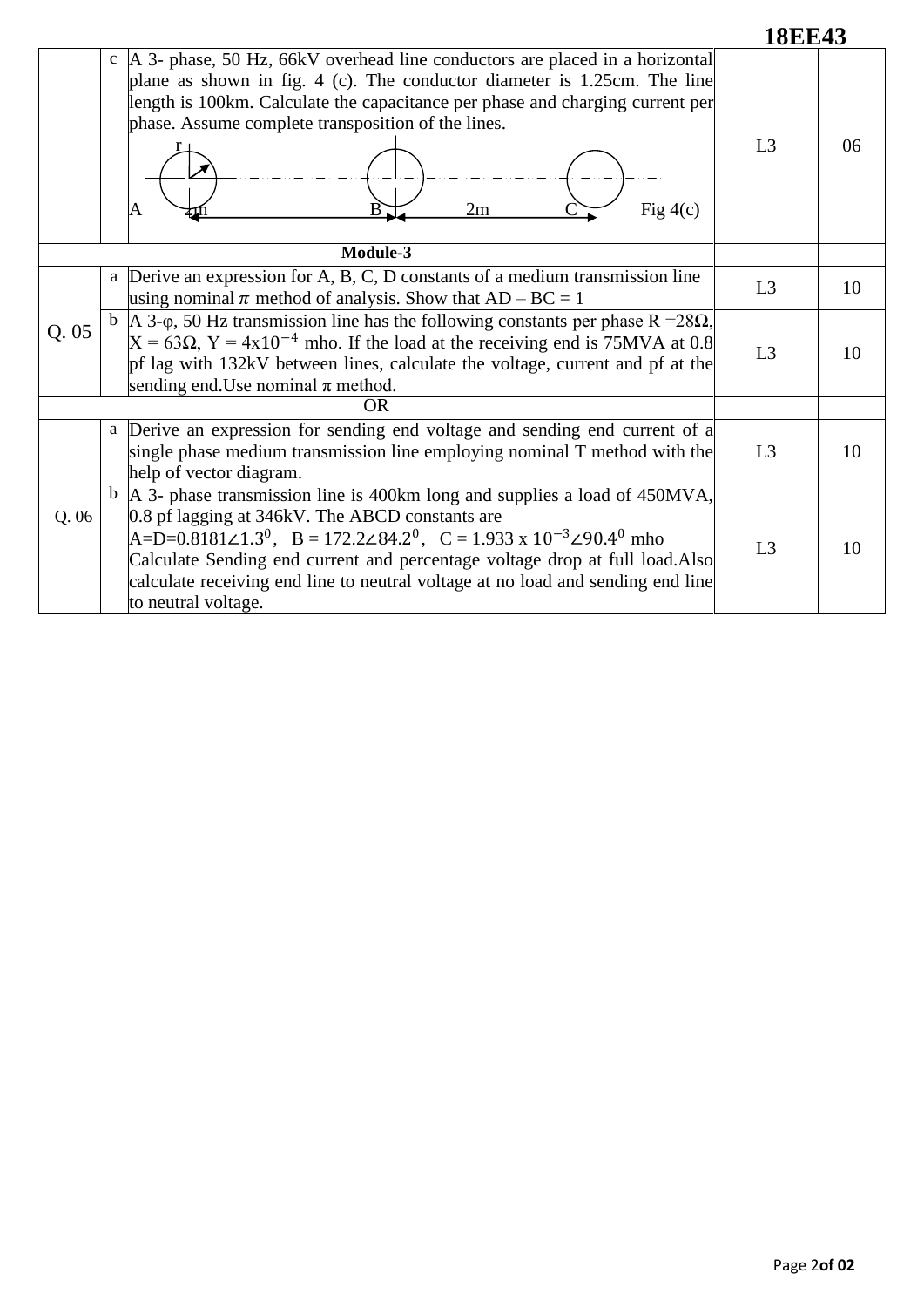| | | | | |
|---|---|---|---|---|
| | c | A 3- phase, 50 Hz, 66kV overhead line conductors are placed in a horizontal plane as shown in fig. 4 (c). The conductor diameter is 1.25cm. The line length is 100km. Calculate the capacitance per phase and charging current per phase. Assume complete transposition of the lines. r A 2m B 2m C Fig 4(c) | L3 | 06 |
| **Module-3** | | | | |
| Q. 05 | a | Derive an expression for A, B, C, D constants of a medium transmission line using nominal $\pi$ method of analysis. Show that AD – BC = 1 | L3 | 10 |
| | b | A 3-φ, 50 Hz transmission line has the following constants per phase R =28Ω, X = 63Ω, Y = $4\times10^{-4}$ mho. If the load at the receiving end is 75MVA at 0.8 pf lag with 132kV between lines, calculate the voltage, current and pf at the sending end.Use nominal π method. | L3 | 10 |
| OR | | | | |
| Q. 06 | a | Derive an expression for sending end voltage and sending end current of a single phase medium transmission line employing nominal T method with the help of vector diagram. | L3 | 10 |
| | b | A 3- phase transmission line is 400km long and supplies a load of 450MVA, 0.8 pf lagging at 346kV. The ABCD constants are A=D=$0.8181\angle1.3^0$, B = $172.2\angle84.2^0$, C = $1.933 \times 10^{-3}\angle90.4^0$ mho Calculate Sending end current and percentage voltage drop at full load.Also calculate receiving end line to neutral voltage at no load and sending end line to neutral voltage. | L3 | 10 |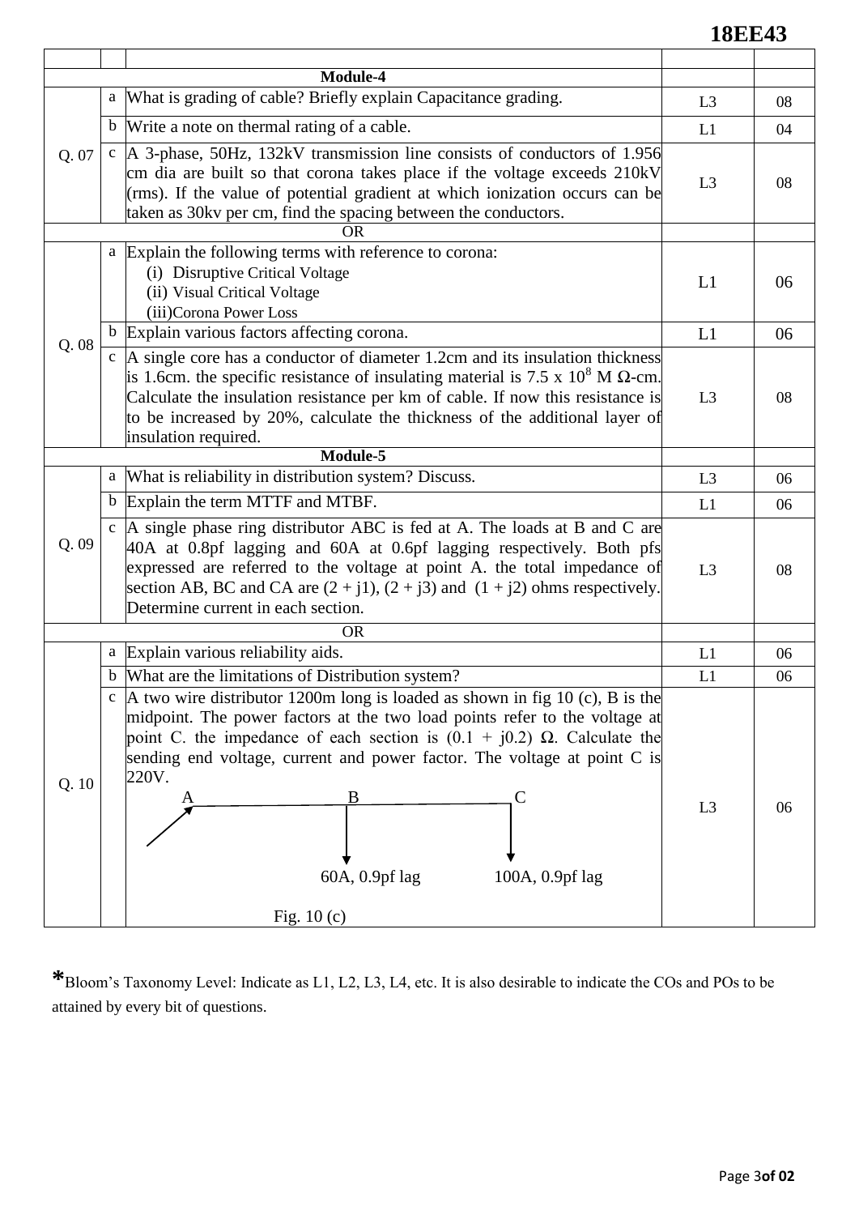| | | | | |
|---|---|---|---|---|
| | | **Module-4** | | |
| Q. 07 | a | What is grading of cable? Briefly explain Capacitance grading. | L3 | 08 |
| | b | Write a note on thermal rating of a cable. | L1 | 04 |
| | c | A 3-phase, 50Hz, 132kV transmission line consists of conductors of 1.956 cm dia are built so that corona takes place if the voltage exceeds 210kV (rms). If the value of potential gradient at which ionization occurs can be taken as 30kv per cm, find the spacing between the conductors. | L3 | 08 |
| | | OR | | |
| Q. 08 | a | Explain the following terms with reference to corona: (i) Disruptive Critical Voltage (ii) Visual Critical Voltage (iii)Corona Power Loss | L1 | 06 |
| | b | Explain various factors affecting corona. | L1 | 06 |
| | c | A single core has a conductor of diameter 1.2cm and its insulation thickness is 1.6cm. the specific resistance of insulating material is 7.5 x $10^8$ M Ω-cm. Calculate the insulation resistance per km of cable. If now this resistance is to be increased by 20%, calculate the thickness of the additional layer of insulation required. | L3 | 08 |
| | | **Module-5** | | |
| Q. 09 | a | What is reliability in distribution system? Discuss. | L3 | 06 |
| | b | Explain the term MTTF and MTBF. | L1 | 06 |
| | c | A single phase ring distributor ABC is fed at A. The loads at B and C are 40A at 0.8pf lagging and 60A at 0.6pf lagging respectively. Both pfs expressed are referred to the voltage at point A. the total impedance of section AB, BC and CA are (2 + j1), (2 + j3) and (1 + j2) ohms respectively. Determine current in each section. | L3 | 08 |
| | | OR | | |
| Q. 10 | a | Explain various reliability aids. | L1 | 06 |
| | b | What are the limitations of Distribution system? | L1 | 06 |
| | c | A two wire distributor 1200m long is loaded as shown in fig 10 (c), B is the midpoint. The power factors at the two load points refer to the voltage at point C. the impedance of each section is (0.1 + j0.2) Ω. Calculate the sending end voltage, current and power factor. The voltage at point C is 220V. A B C 60A, 0.9pf lag 100A, 0.9pf lag Fig. 10 (c) | L3 | 06 |

*Bloom's Taxonomy Level: Indicate as L1, L2, L3, L4, etc. It is also desirable to indicate the COs and POs to be attained by every bit of questions.